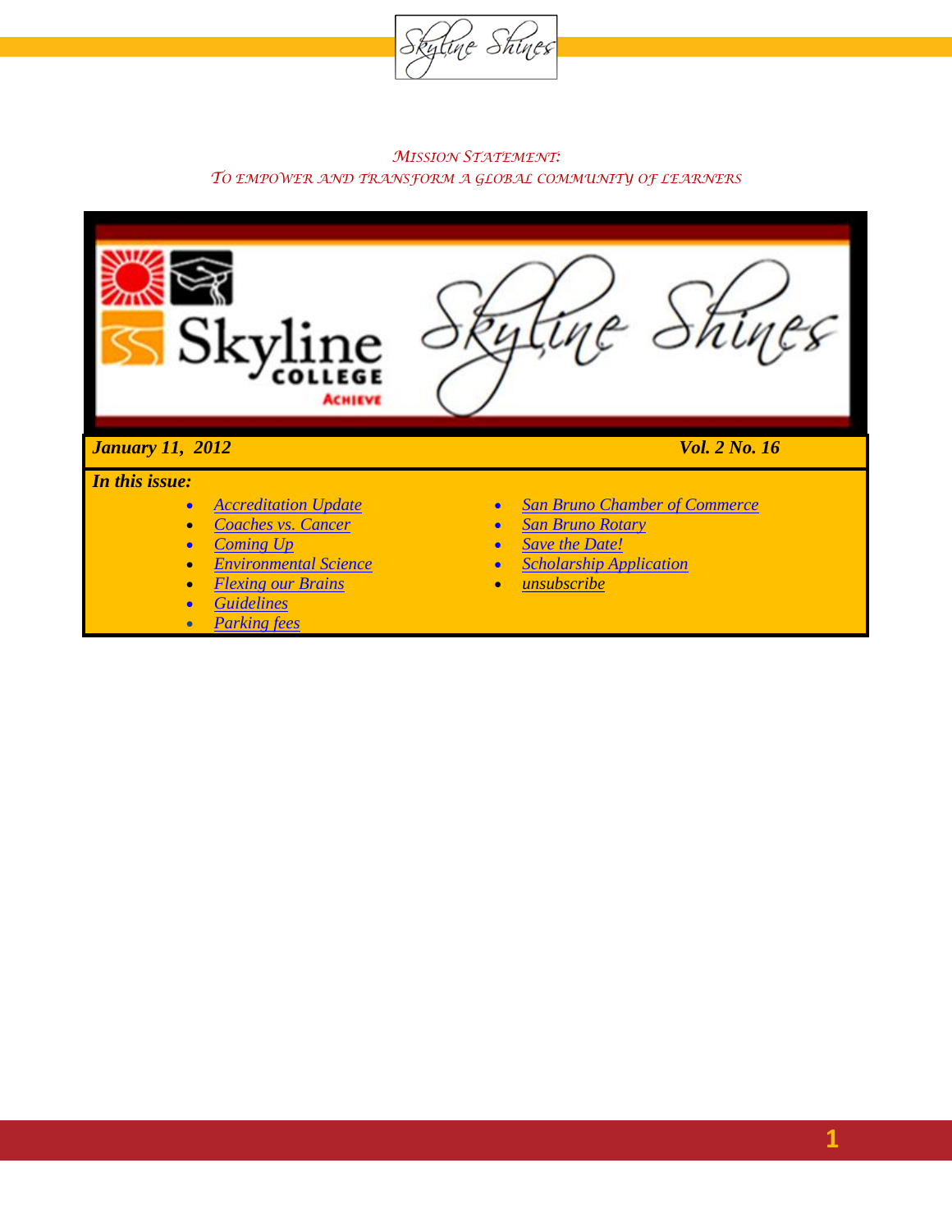*MISSION STATEMENT:*
*TO EMPOWER AND TRANSFORM A GLOBAL COMMUNITY OF LEARNERS*

# Skyline Shines

***January 11, 2012*** — ***Vol. 2 No. 16***

***In this issue:***

- *Accreditation Update*
- *Coaches vs. Cancer*
- *Coming Up*
- *Environmental Science*
- *Flexing our Brains*
- *Guidelines*
- *Parking fees*
- *San Bruno Chamber of Commerce*
- *San Bruno Rotary*
- *Save the Date!*
- *Scholarship Application*
- *unsubscribe*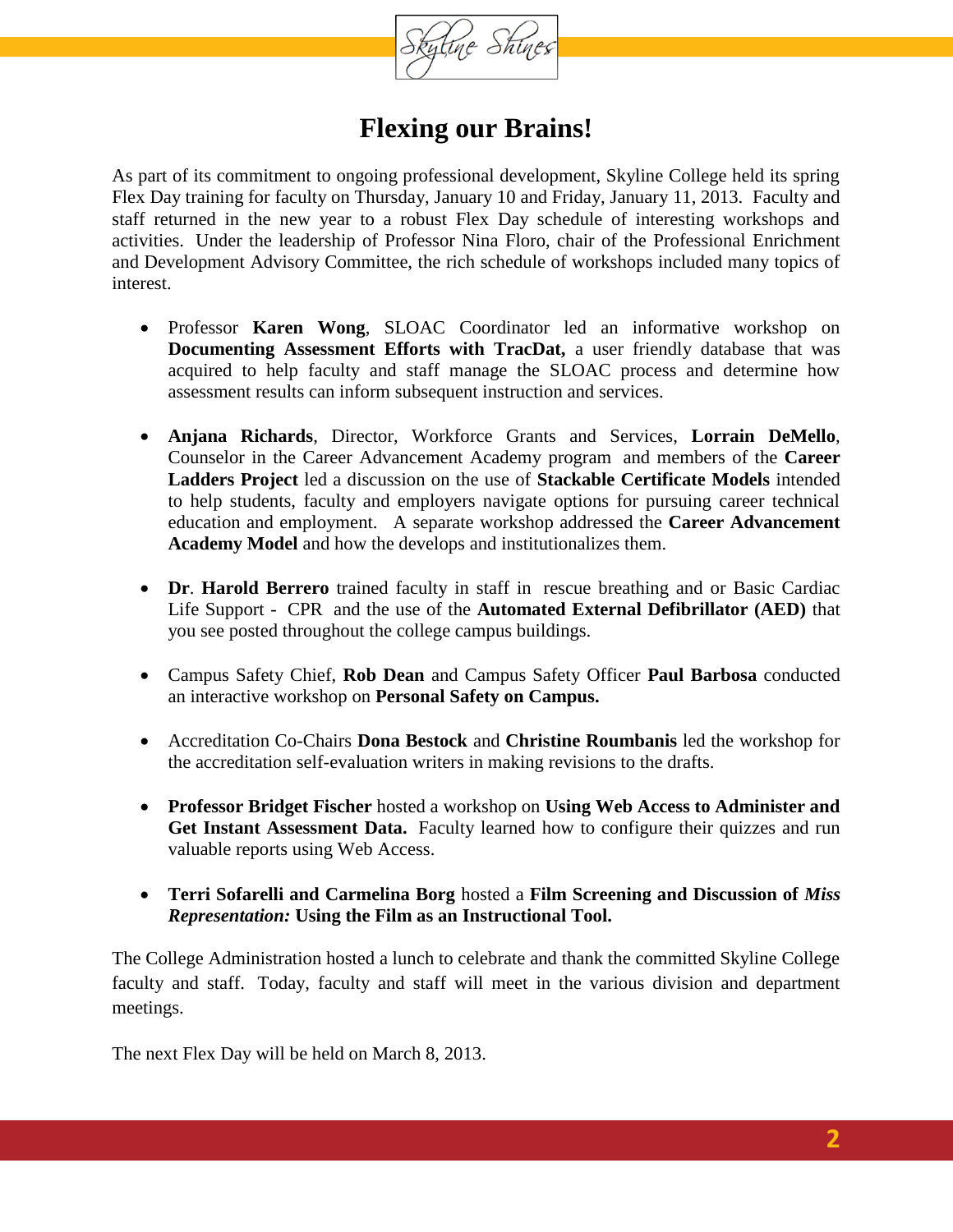# Flexing our Brains!

As part of its commitment to ongoing professional development, Skyline College held its spring Flex Day training for faculty on Thursday, January 10 and Friday, January 11, 2013. Faculty and staff returned in the new year to a robust Flex Day schedule of interesting workshops and activities. Under the leadership of Professor Nina Floro, chair of the Professional Enrichment and Development Advisory Committee, the rich schedule of workshops included many topics of interest.

- Professor **Karen Wong**, SLOAC Coordinator led an informative workshop on **Documenting Assessment Efforts with TracDat,** a user friendly database that was acquired to help faculty and staff manage the SLOAC process and determine how assessment results can inform subsequent instruction and services.

- **Anjana Richards**, Director, Workforce Grants and Services, **Lorrain DeMello**, Counselor in the Career Advancement Academy program and members of the **Career Ladders Project** led a discussion on the use of **Stackable Certificate Models** intended to help students, faculty and employers navigate options for pursuing career technical education and employment. A separate workshop addressed the **Career Advancement Academy Model** and how the develops and institutionalizes them.

- **Dr**. **Harold Berrero** trained faculty in staff in rescue breathing and or Basic Cardiac Life Support - CPR and the use of the **Automated External Defibrillator (AED)** that you see posted throughout the college campus buildings.

- Campus Safety Chief, **Rob Dean** and Campus Safety Officer **Paul Barbosa** conducted an interactive workshop on **Personal Safety on Campus.**

- Accreditation Co-Chairs **Dona Bestock** and **Christine Roumbanis** led the workshop for the accreditation self-evaluation writers in making revisions to the drafts.

- **Professor Bridget Fischer** hosted a workshop on **Using Web Access to Administer and Get Instant Assessment Data.** Faculty learned how to configure their quizzes and run valuable reports using Web Access.

- **Terri Sofarelli and Carmelina Borg** hosted a **Film Screening and Discussion of *Miss Representation:* Using the Film as an Instructional Tool.**

The College Administration hosted a lunch to celebrate and thank the committed Skyline College faculty and staff. Today, faculty and staff will meet in the various division and department meetings.

The next Flex Day will be held on March 8, 2013.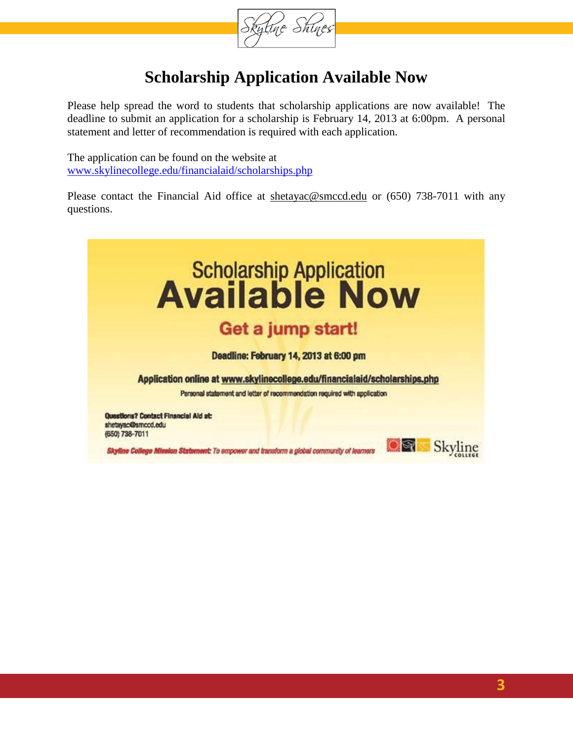# Scholarship Application Available Now

Please help spread the word to students that scholarship applications are now available! The deadline to submit an application for a scholarship is February 14, 2013 at 6:00pm. A personal statement and letter of recommendation is required with each application.

The application can be found on the website at
www.skylinecollege.edu/financialaid/scholarships.php

Please contact the Financial Aid office at shetayac@smccd.edu or (650) 738-7011 with any questions.

Scholarship Application
**Available Now**

**Get a jump start!**

**Deadline: February 14, 2013 at 6:00 pm**

**Application online at www.skylinecollege.edu/financialaid/scholarships.php**

Personal statement and letter of recommendation required with application

**Questions? Contact Financial Aid at:**
shetayac@smccd.edu
(650) 738-7011

***Skyline College Mission Statement:*** *To empower and transform a global community of learners*

Skyline College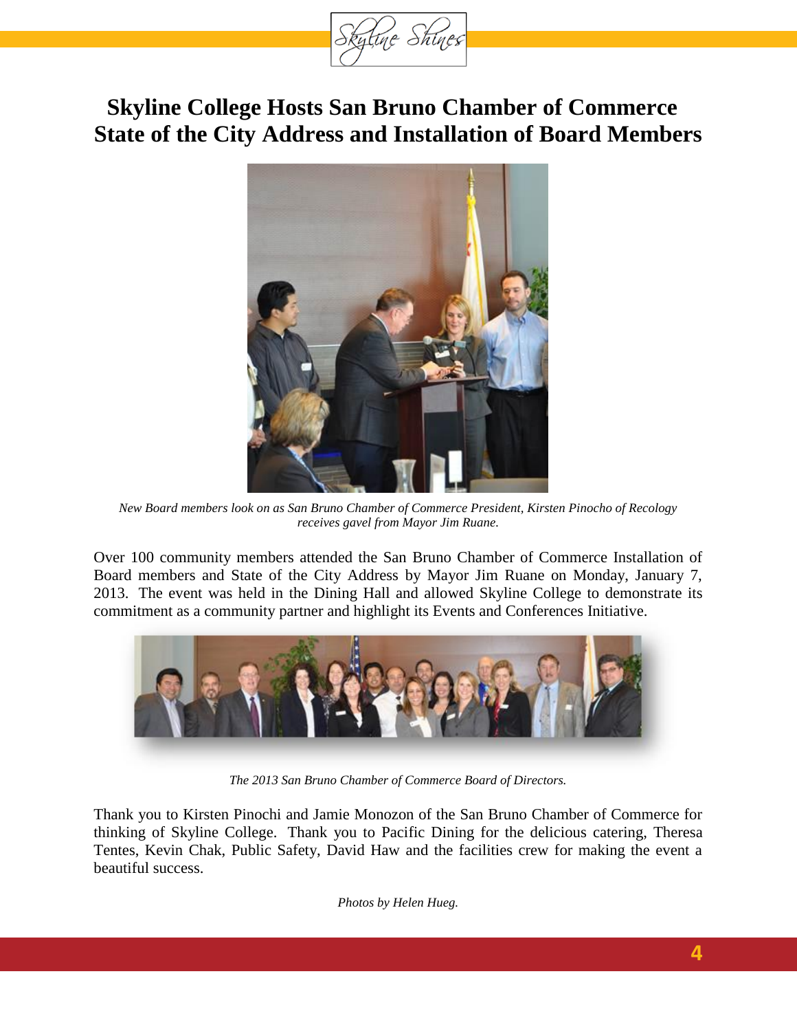# Skyline College Hosts San Bruno Chamber of Commerce State of the City Address and Installation of Board Members

*New Board members look on as San Bruno Chamber of Commerce President, Kirsten Pinocho of Recology receives gavel from Mayor Jim Ruane.*

Over 100 community members attended the San Bruno Chamber of Commerce Installation of Board members and State of the City Address by Mayor Jim Ruane on Monday, January 7, 2013. The event was held in the Dining Hall and allowed Skyline College to demonstrate its commitment as a community partner and highlight its Events and Conferences Initiative.

*The 2013 San Bruno Chamber of Commerce Board of Directors.*

Thank you to Kirsten Pinochi and Jamie Monozon of the San Bruno Chamber of Commerce for thinking of Skyline College. Thank you to Pacific Dining for the delicious catering, Theresa Tentes, Kevin Chak, Public Safety, David Haw and the facilities crew for making the event a beautiful success.

*Photos by Helen Hueg.*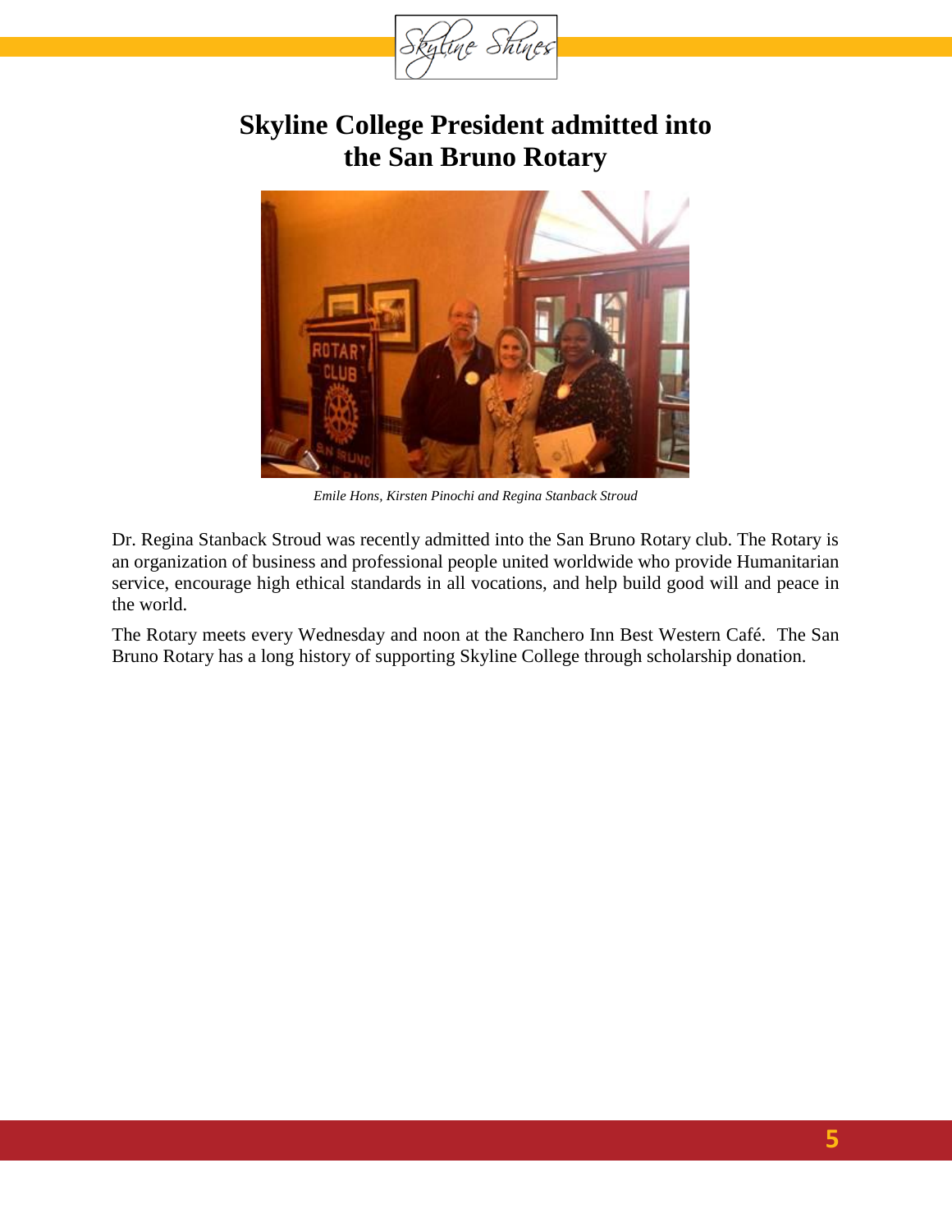# Skyline College President admitted into the San Bruno Rotary

*Emile Hons, Kirsten Pinochi and Regina Stanback Stroud*

Dr. Regina Stanback Stroud was recently admitted into the San Bruno Rotary club. The Rotary is an organization of business and professional people united worldwide who provide Humanitarian service, encourage high ethical standards in all vocations, and help build good will and peace in the world.

The Rotary meets every Wednesday and noon at the Ranchero Inn Best Western Café. The San Bruno Rotary has a long history of supporting Skyline College through scholarship donation.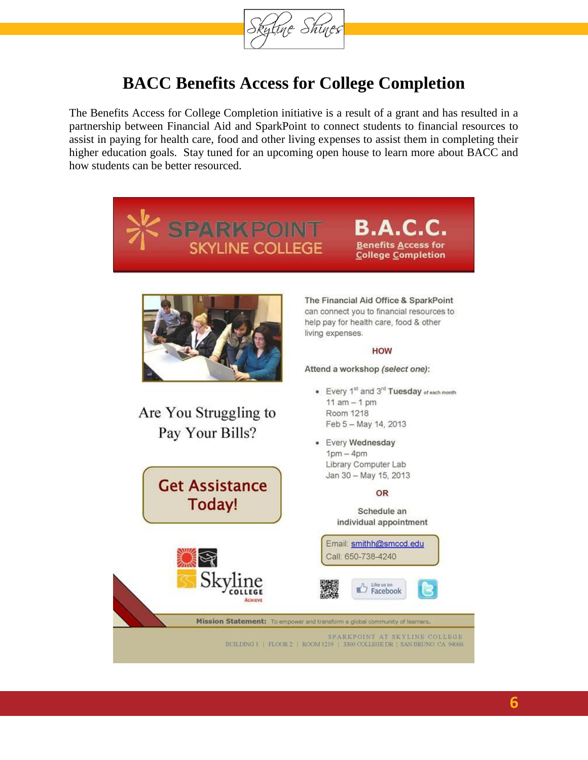# BACC Benefits Access for College Completion

The Benefits Access for College Completion initiative is a result of a grant and has resulted in a partnership between Financial Aid and SparkPoint to connect students to financial resources to assist in paying for health care, food and other living expenses to assist them in completing their higher education goals. Stay tuned for an upcoming open house to learn more about BACC and how students can be better resourced.

**SPARKPOINT SKYLINE COLLEGE**

**B.A.C.C.**
**Benefits Access for College Completion**

Are You Struggling to Pay Your Bills?

**Get Assistance Today!**

The Financial Aid Office & SparkPoint can connect you to financial resources to help pay for health care, food & other living expenses.

**HOW**

Attend a workshop *(select one)*:

- Every 1st and 3rd **Tuesday** of each month
  11 am – 1 pm
  Room 1218
  Feb 5 – May 14, 2013
- Every **Wednesday**
  1pm – 4pm
  Library Computer Lab
  Jan 30 – May 15, 2013

**OR**

Schedule an individual appointment

Email: smithh@smccd.edu
Call: 650-738-4240

Like us on Facebook

Skyline College Achieve

**Mission Statement:** To empower and transform a global community of learners.

SPARKPOINT AT SKYLINE COLLEGE
BUILDING 1 | FLOOR 2 | ROOM 1219 | 3300 COLLEGE DR | SAN BRUNO CA 94066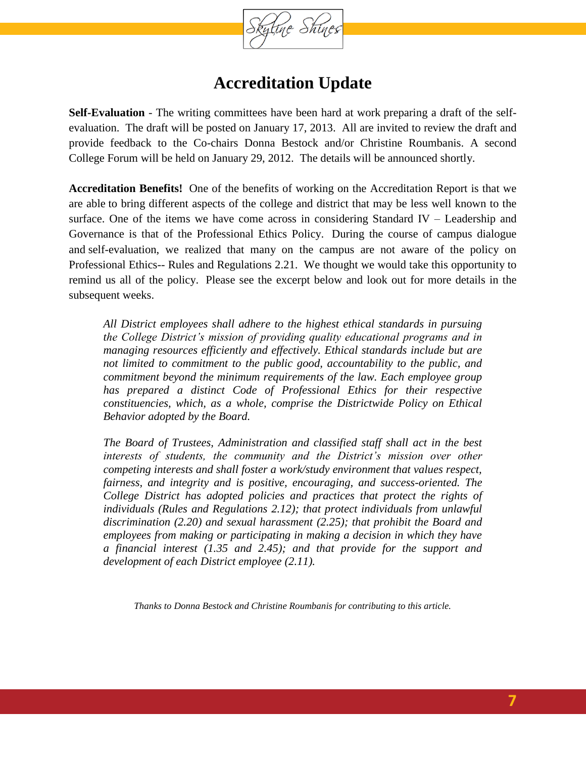# Accreditation Update

**Self-Evaluation** - The writing committees have been hard at work preparing a draft of the self-evaluation. The draft will be posted on January 17, 2013. All are invited to review the draft and provide feedback to the Co-chairs Donna Bestock and/or Christine Roumbanis. A second College Forum will be held on January 29, 2012. The details will be announced shortly.

**Accreditation Benefits!** One of the benefits of working on the Accreditation Report is that we are able to bring different aspects of the college and district that may be less well known to the surface. One of the items we have come across in considering Standard IV – Leadership and Governance is that of the Professional Ethics Policy. During the course of campus dialogue and self-evaluation, we realized that many on the campus are not aware of the policy on Professional Ethics-- Rules and Regulations 2.21. We thought we would take this opportunity to remind us all of the policy. Please see the excerpt below and look out for more details in the subsequent weeks.

> *All District employees shall adhere to the highest ethical standards in pursuing the College District's mission of providing quality educational programs and in managing resources efficiently and effectively. Ethical standards include but are not limited to commitment to the public good, accountability to the public, and commitment beyond the minimum requirements of the law. Each employee group has prepared a distinct Code of Professional Ethics for their respective constituencies, which, as a whole, comprise the Districtwide Policy on Ethical Behavior adopted by the Board.*
>
> *The Board of Trustees, Administration and classified staff shall act in the best interests of students, the community and the District's mission over other competing interests and shall foster a work/study environment that values respect, fairness, and integrity and is positive, encouraging, and success-oriented. The College District has adopted policies and practices that protect the rights of individuals (Rules and Regulations 2.12); that protect individuals from unlawful discrimination (2.20) and sexual harassment (2.25); that prohibit the Board and employees from making or participating in making a decision in which they have a financial interest (1.35 and 2.45); and that provide for the support and development of each District employee (2.11).*

*Thanks to Donna Bestock and Christine Roumbanis for contributing to this article.*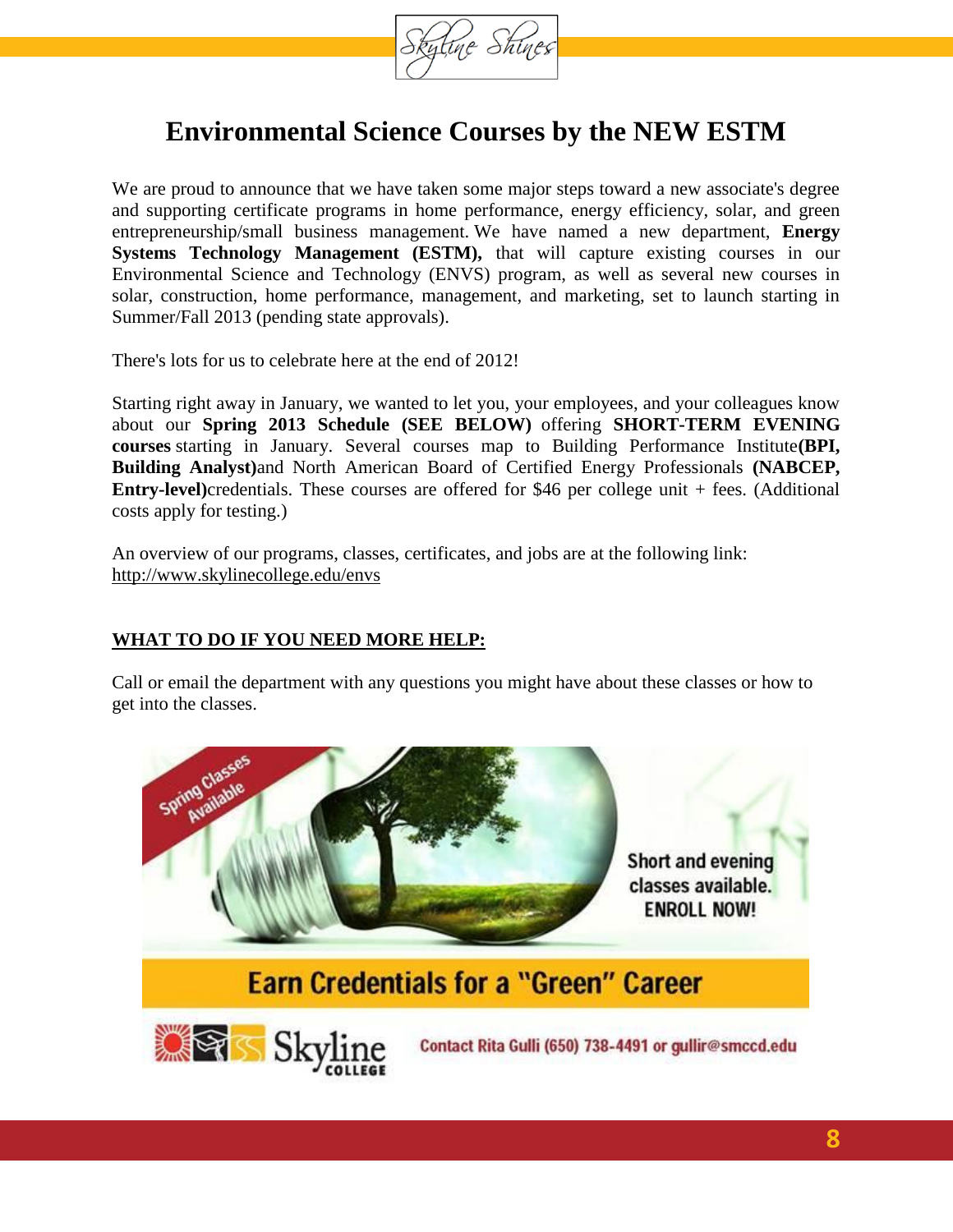# Environmental Science Courses by the NEW ESTM

We are proud to announce that we have taken some major steps toward a new associate's degree and supporting certificate programs in home performance, energy efficiency, solar, and green entrepreneurship/small business management. We have named a new department, **Energy Systems Technology Management (ESTM),** that will capture existing courses in our Environmental Science and Technology (ENVS) program, as well as several new courses in solar, construction, home performance, management, and marketing, set to launch starting in Summer/Fall 2013 (pending state approvals).

There's lots for us to celebrate here at the end of 2012!

Starting right away in January, we wanted to let you, your employees, and your colleagues know about our **Spring 2013 Schedule (SEE BELOW)** offering **SHORT-TERM EVENING courses** starting in January. Several courses map to Building Performance Institute**(BPI, Building Analyst)**and North American Board of Certified Energy Professionals **(NABCEP, Entry-level)**credentials. These courses are offered for $46 per college unit + fees. (Additional costs apply for testing.)

An overview of our programs, classes, certificates, and jobs are at the following link:
http://www.skylinecollege.edu/envs

**WHAT TO DO IF YOU NEED MORE HELP:**

Call or email the department with any questions you might have about these classes or how to get into the classes.

Spring Classes Available

Short and evening classes available. ENROLL NOW!

Earn Credentials for a "Green" Career

Skyline College

Contact Rita Gulli (650) 738-4491 or gullir@smccd.edu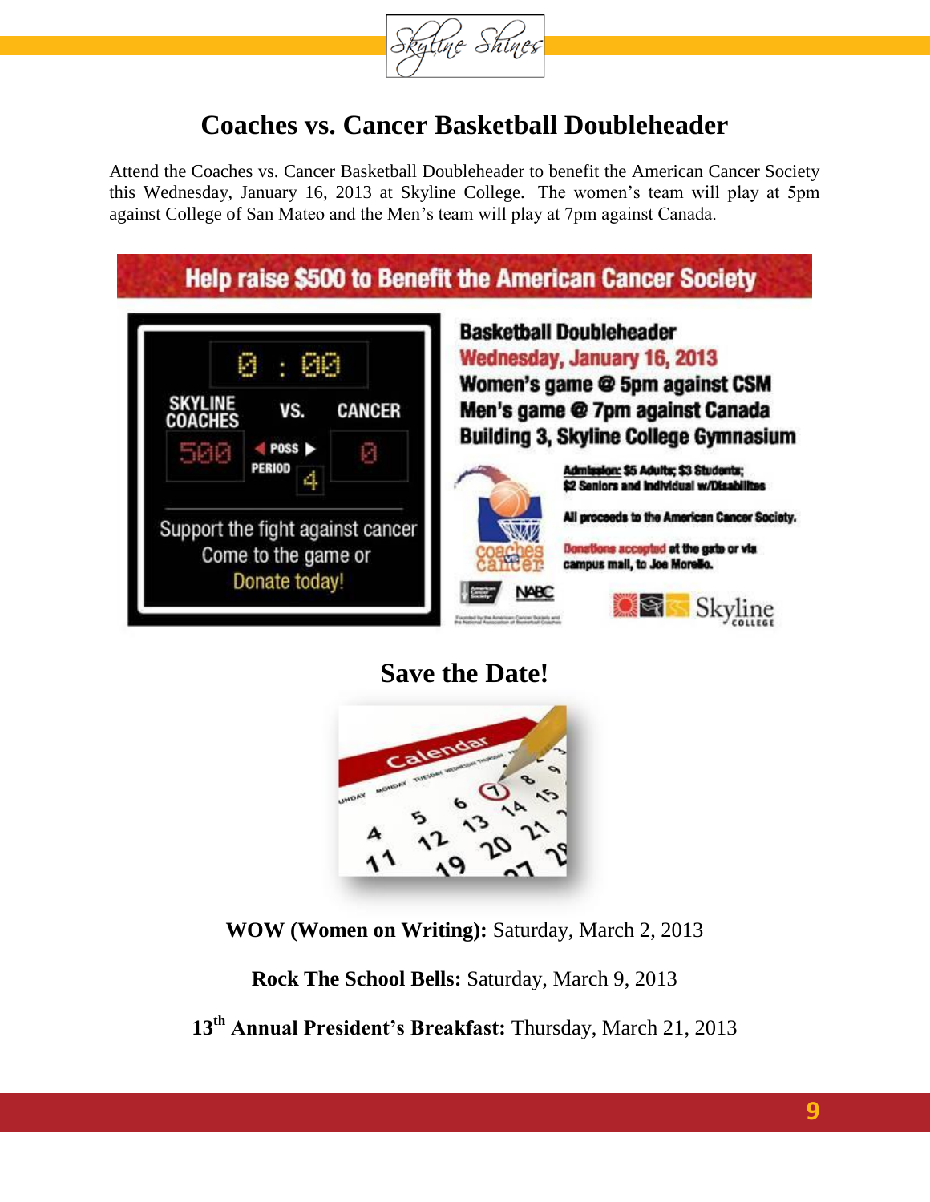# Coaches vs. Cancer Basketball Doubleheader

Attend the Coaches vs. Cancer Basketball Doubleheader to benefit the American Cancer Society this Wednesday, January 16, 2013 at Skyline College. The women's team will play at 5pm against College of San Mateo and the Men's team will play at 7pm against Canada.

**Help raise $500 to Benefit the American Cancer Society**

0 : 00

SKYLINE COACHES VS. CANCER

500 POSS 0

PERIOD 4

Support the fight against cancer
Come to the game or
Donate today!

**Basketball Doubleheader**
**Wednesday, January 16, 2013**
**Women's game @ 5pm against CSM**
**Men's game @ 7pm against Canada**
**Building 3, Skyline College Gymnasium**

**Admission: $5 Adults; $3 Students; $2 Seniors and Individual w/Disabilities**

**All proceeds to the American Cancer Society.**

**Donations accepted at the gate or via campus mail, to Joe Morello.**

## Save the Date!

**WOW (Women on Writing):** Saturday, March 2, 2013

**Rock The School Bells:** Saturday, March 9, 2013

**13th Annual President's Breakfast:** Thursday, March 21, 2013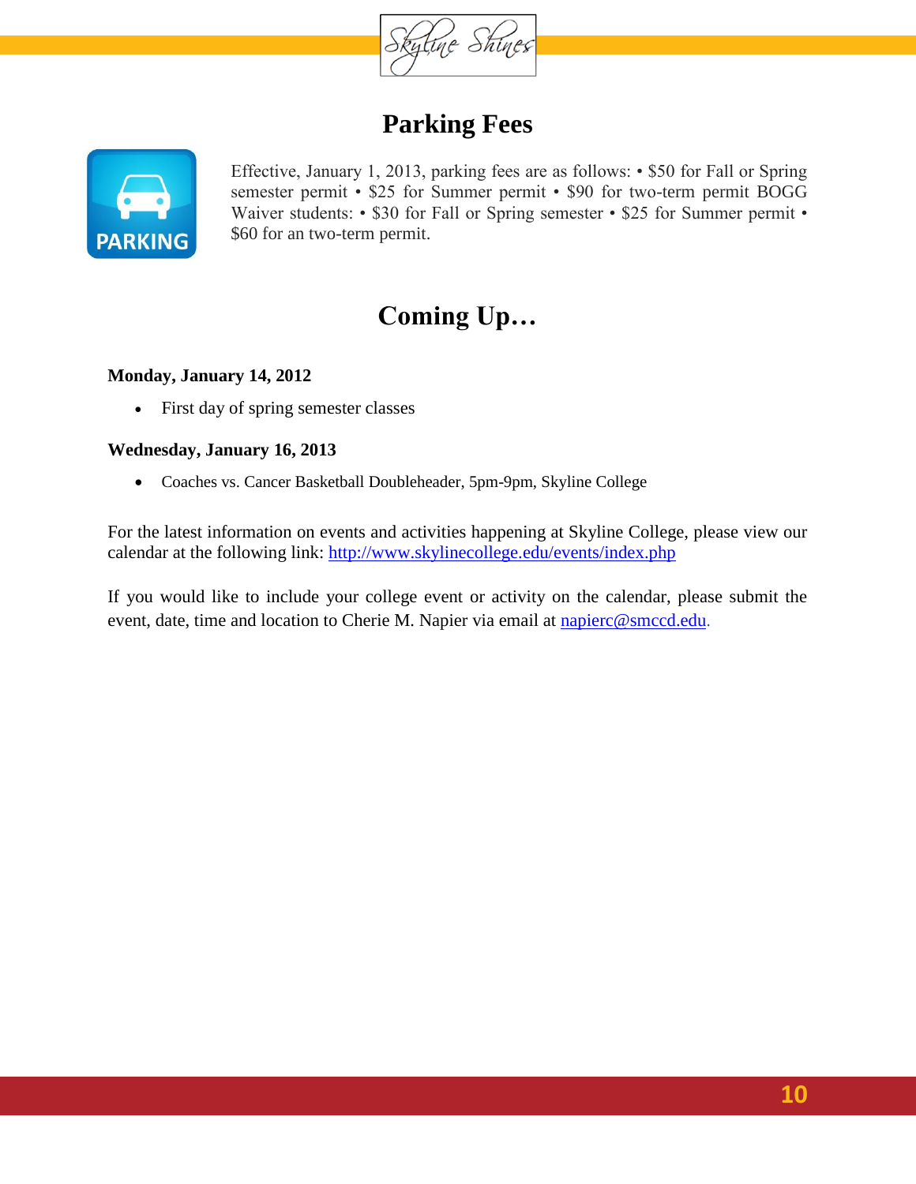## Parking Fees

Effective, January 1, 2013, parking fees are as follows: • $50 for Fall or Spring semester permit • $25 for Summer permit • $90 for two-term permit BOGG Waiver students: • $30 for Fall or Spring semester • $25 for Summer permit • $60 for an two-term permit.

## Coming Up…

**Monday, January 14, 2012**

- First day of spring semester classes

**Wednesday, January 16, 2013**

- Coaches vs. Cancer Basketball Doubleheader, 5pm-9pm, Skyline College

For the latest information on events and activities happening at Skyline College, please view our calendar at the following link: http://www.skylinecollege.edu/events/index.php

If you would like to include your college event or activity on the calendar, please submit the event, date, time and location to Cherie M. Napier via email at napierc@smccd.edu.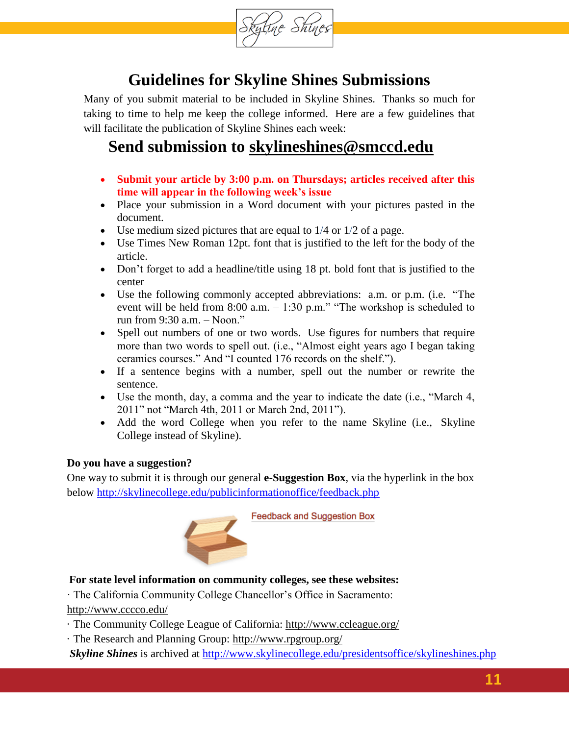# Guidelines for Skyline Shines Submissions

Many of you submit material to be included in Skyline Shines. Thanks so much for taking to time to help me keep the college informed. Here are a few guidelines that will facilitate the publication of Skyline Shines each week:

## Send submission to skylineshines@smccd.edu

- **Submit your article by 3:00 p.m. on Thursdays; articles received after this time will appear in the following week's issue**
- Place your submission in a Word document with your pictures pasted in the document.
- Use medium sized pictures that are equal to 1/4 or 1/2 of a page.
- Use Times New Roman 12pt. font that is justified to the left for the body of the article.
- Don't forget to add a headline/title using 18 pt. bold font that is justified to the center
- Use the following commonly accepted abbreviations: a.m. or p.m. (i.e. "The event will be held from 8:00 a.m. – 1:30 p.m." "The workshop is scheduled to run from 9:30 a.m. – Noon."
- Spell out numbers of one or two words. Use figures for numbers that require more than two words to spell out. (i.e., "Almost eight years ago I began taking ceramics courses." And "I counted 176 records on the shelf.").
- If a sentence begins with a number, spell out the number or rewrite the sentence.
- Use the month, day, a comma and the year to indicate the date (i.e., "March 4, 2011" not "March 4th, 2011 or March 2nd, 2011").
- Add the word College when you refer to the name Skyline (i.e., Skyline College instead of Skyline).

**Do you have a suggestion?**

One way to submit it is through our general **e-Suggestion Box**, via the hyperlink in the box below http://skylinecollege.edu/publicinformationoffice/feedback.php

Feedback and Suggestion Box

**For state level information on community colleges, see these websites:**

· The California Community College Chancellor's Office in Sacramento: http://www.cccco.edu/

· The Community College League of California: http://www.ccleague.org/

· The Research and Planning Group: http://www.rpgroup.org/

***Skyline Shines*** is archived at http://www.skylinecollege.edu/presidentsoffice/skylineshines.php